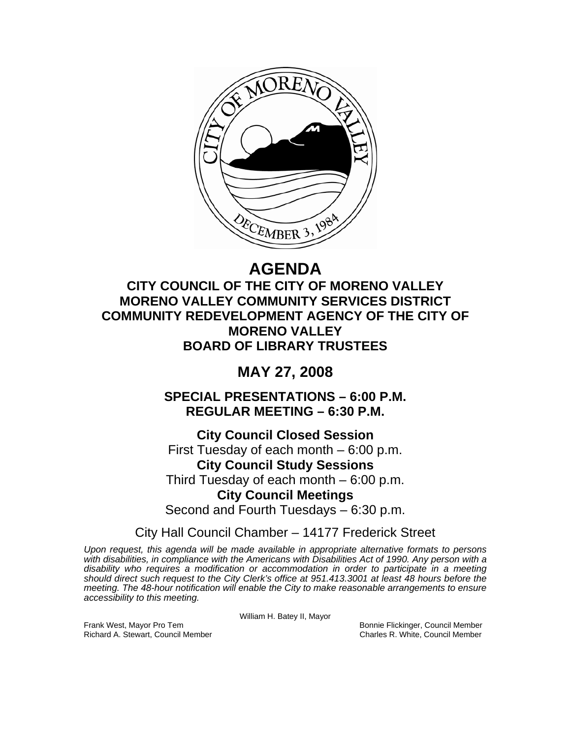# AGENDA

## CITY COUNCIL OF THE CITY OF MORENO VALLEY
## MORENO VALLEY COMMUNITY SERVICES DISTRICT
## COMMUNITY REDEVELOPMENT AGENCY OF THE CITY OF MORENO VALLEY
## BOARD OF LIBRARY TRUSTEES

## MAY 27, 2008

### SPECIAL PRESENTATIONS – 6:00 P.M.
### REGULAR MEETING – 6:30 P.M.

**City Council Closed Session**
First Tuesday of each month – 6:00 p.m.

**City Council Study Sessions**
Third Tuesday of each month – 6:00 p.m.

**City Council Meetings**
Second and Fourth Tuesdays – 6:30 p.m.

City Hall Council Chamber – 14177 Frederick Street

*Upon request, this agenda will be made available in appropriate alternative formats to persons with disabilities, in compliance with the Americans with Disabilities Act of 1990. Any person with a disability who requires a modification or accommodation in order to participate in a meeting should direct such request to the City Clerk's office at 951.413.3001 at least 48 hours before the meeting. The 48-hour notification will enable the City to make reasonable arrangements to ensure accessibility to this meeting.*

William H. Batey II, Mayor

Frank West, Mayor Pro Tem
Richard A. Stewart, Council Member
Bonnie Flickinger, Council Member
Charles R. White, Council Member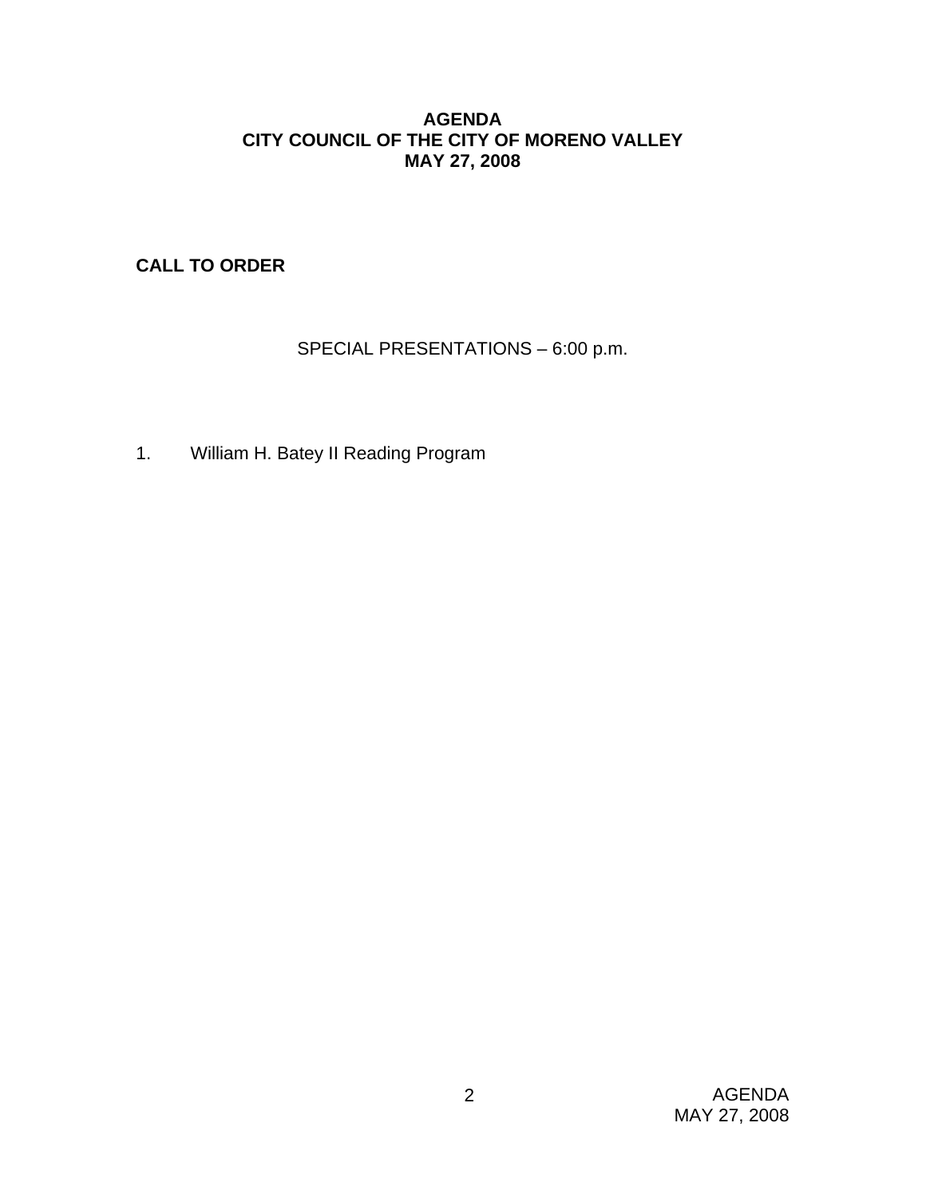**AGENDA**
**CITY COUNCIL OF THE CITY OF MORENO VALLEY**
**MAY 27, 2008**

**CALL TO ORDER**

SPECIAL PRESENTATIONS – 6:00 p.m.

1. William H. Batey II Reading Program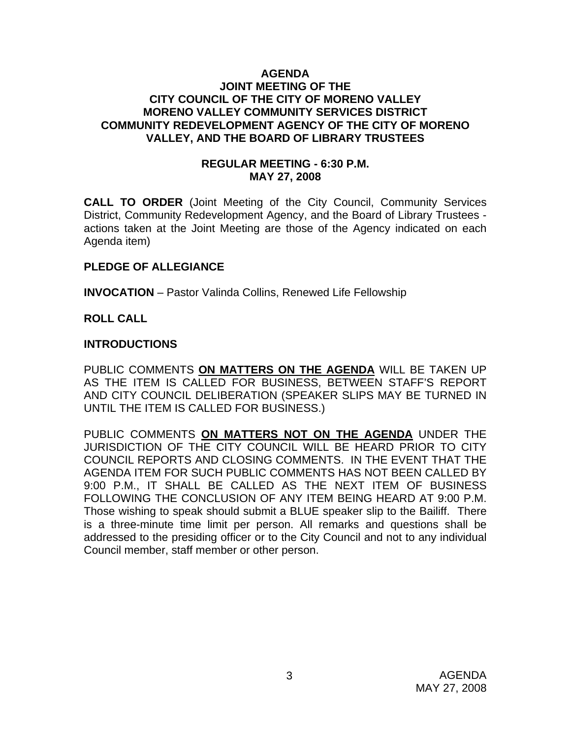**AGENDA**
**JOINT MEETING OF THE**
**CITY COUNCIL OF THE CITY OF MORENO VALLEY**
**MORENO VALLEY COMMUNITY SERVICES DISTRICT**
**COMMUNITY REDEVELOPMENT AGENCY OF THE CITY OF MORENO VALLEY, AND THE BOARD OF LIBRARY TRUSTEES**

**REGULAR MEETING - 6:30 P.M.**
**MAY 27, 2008**

**CALL TO ORDER** (Joint Meeting of the City Council, Community Services District, Community Redevelopment Agency, and the Board of Library Trustees - actions taken at the Joint Meeting are those of the Agency indicated on each Agenda item)

**PLEDGE OF ALLEGIANCE**

**INVOCATION** – Pastor Valinda Collins, Renewed Life Fellowship

**ROLL CALL**

**INTRODUCTIONS**

PUBLIC COMMENTS **ON MATTERS ON THE AGENDA** WILL BE TAKEN UP AS THE ITEM IS CALLED FOR BUSINESS, BETWEEN STAFF'S REPORT AND CITY COUNCIL DELIBERATION (SPEAKER SLIPS MAY BE TURNED IN UNTIL THE ITEM IS CALLED FOR BUSINESS.)

PUBLIC COMMENTS **ON MATTERS NOT ON THE AGENDA** UNDER THE JURISDICTION OF THE CITY COUNCIL WILL BE HEARD PRIOR TO CITY COUNCIL REPORTS AND CLOSING COMMENTS. IN THE EVENT THAT THE AGENDA ITEM FOR SUCH PUBLIC COMMENTS HAS NOT BEEN CALLED BY 9:00 P.M., IT SHALL BE CALLED AS THE NEXT ITEM OF BUSINESS FOLLOWING THE CONCLUSION OF ANY ITEM BEING HEARD AT 9:00 P.M. Those wishing to speak should submit a BLUE speaker slip to the Bailiff. There is a three-minute time limit per person. All remarks and questions shall be addressed to the presiding officer or to the City Council and not to any individual Council member, staff member or other person.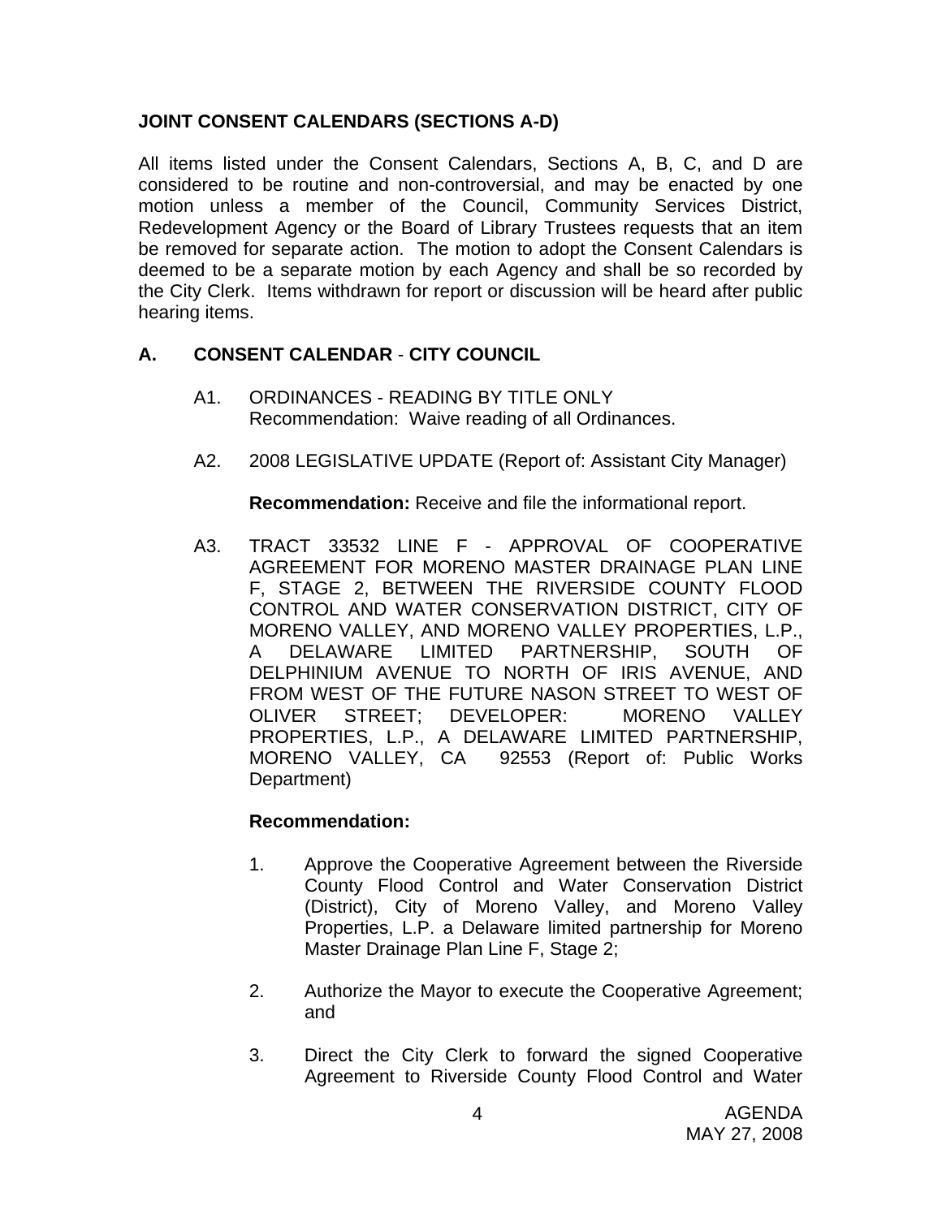### JOINT CONSENT CALENDARS (SECTIONS A-D)

All items listed under the Consent Calendars, Sections A, B, C, and D are considered to be routine and non-controversial, and may be enacted by one motion unless a member of the Council, Community Services District, Redevelopment Agency or the Board of Library Trustees requests that an item be removed for separate action. The motion to adopt the Consent Calendars is deemed to be a separate motion by each Agency and shall be so recorded by the City Clerk. Items withdrawn for report or discussion will be heard after public hearing items.

### A. CONSENT CALENDAR - CITY COUNCIL

A1. ORDINANCES - READING BY TITLE ONLY
Recommendation: Waive reading of all Ordinances.

A2. 2008 LEGISLATIVE UPDATE (Report of: Assistant City Manager)

**Recommendation:** Receive and file the informational report.

A3. TRACT 33532 LINE F - APPROVAL OF COOPERATIVE AGREEMENT FOR MORENO MASTER DRAINAGE PLAN LINE F, STAGE 2, BETWEEN THE RIVERSIDE COUNTY FLOOD CONTROL AND WATER CONSERVATION DISTRICT, CITY OF MORENO VALLEY, AND MORENO VALLEY PROPERTIES, L.P., A DELAWARE LIMITED PARTNERSHIP, SOUTH OF DELPHINIUM AVENUE TO NORTH OF IRIS AVENUE, AND FROM WEST OF THE FUTURE NASON STREET TO WEST OF OLIVER STREET; DEVELOPER: MORENO VALLEY PROPERTIES, L.P., A DELAWARE LIMITED PARTNERSHIP, MORENO VALLEY, CA 92553 (Report of: Public Works Department)

**Recommendation:**

1. Approve the Cooperative Agreement between the Riverside County Flood Control and Water Conservation District (District), City of Moreno Valley, and Moreno Valley Properties, L.P. a Delaware limited partnership for Moreno Master Drainage Plan Line F, Stage 2;

2. Authorize the Mayor to execute the Cooperative Agreement; and

3. Direct the City Clerk to forward the signed Cooperative Agreement to Riverside County Flood Control and Water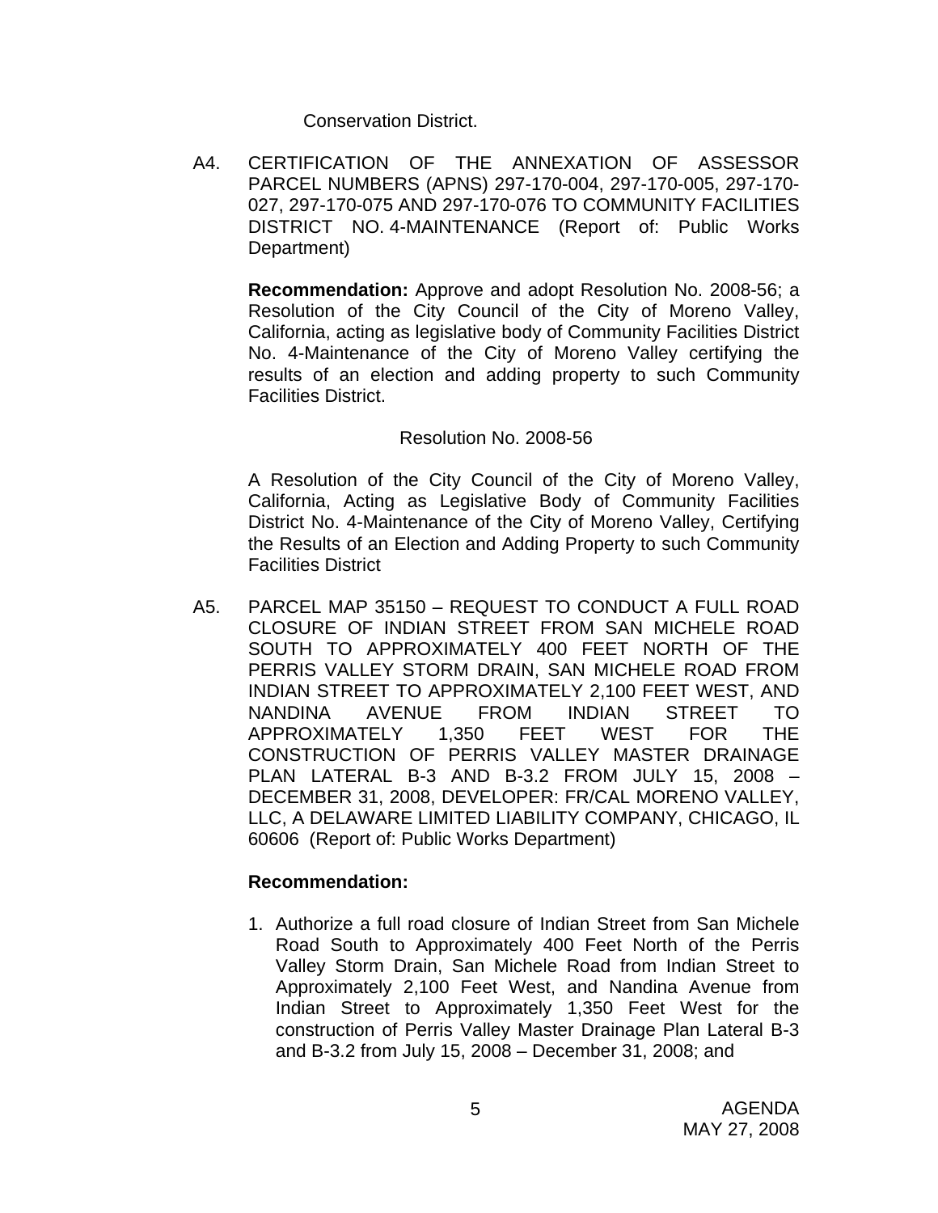Conservation District.

A4. CERTIFICATION OF THE ANNEXATION OF ASSESSOR PARCEL NUMBERS (APNS) 297-170-004, 297-170-005, 297-170-027, 297-170-075 AND 297-170-076 TO COMMUNITY FACILITIES DISTRICT NO. 4-MAINTENANCE (Report of: Public Works Department)

**Recommendation:** Approve and adopt Resolution No. 2008-56; a Resolution of the City Council of the City of Moreno Valley, California, acting as legislative body of Community Facilities District No. 4-Maintenance of the City of Moreno Valley certifying the results of an election and adding property to such Community Facilities District.

Resolution No. 2008-56

A Resolution of the City Council of the City of Moreno Valley, California, Acting as Legislative Body of Community Facilities District No. 4-Maintenance of the City of Moreno Valley, Certifying the Results of an Election and Adding Property to such Community Facilities District

A5. PARCEL MAP 35150 – REQUEST TO CONDUCT A FULL ROAD CLOSURE OF INDIAN STREET FROM SAN MICHELE ROAD SOUTH TO APPROXIMATELY 400 FEET NORTH OF THE PERRIS VALLEY STORM DRAIN, SAN MICHELE ROAD FROM INDIAN STREET TO APPROXIMATELY 2,100 FEET WEST, AND NANDINA AVENUE FROM INDIAN STREET TO APPROXIMATELY 1,350 FEET WEST FOR THE CONSTRUCTION OF PERRIS VALLEY MASTER DRAINAGE PLAN LATERAL B-3 AND B-3.2 FROM JULY 15, 2008 – DECEMBER 31, 2008, DEVELOPER: FR/CAL MORENO VALLEY, LLC, A DELAWARE LIMITED LIABILITY COMPANY, CHICAGO, IL 60606 (Report of: Public Works Department)

**Recommendation:**

1. Authorize a full road closure of Indian Street from San Michele Road South to Approximately 400 Feet North of the Perris Valley Storm Drain, San Michele Road from Indian Street to Approximately 2,100 Feet West, and Nandina Avenue from Indian Street to Approximately 1,350 Feet West for the construction of Perris Valley Master Drainage Plan Lateral B-3 and B-3.2 from July 15, 2008 – December 31, 2008; and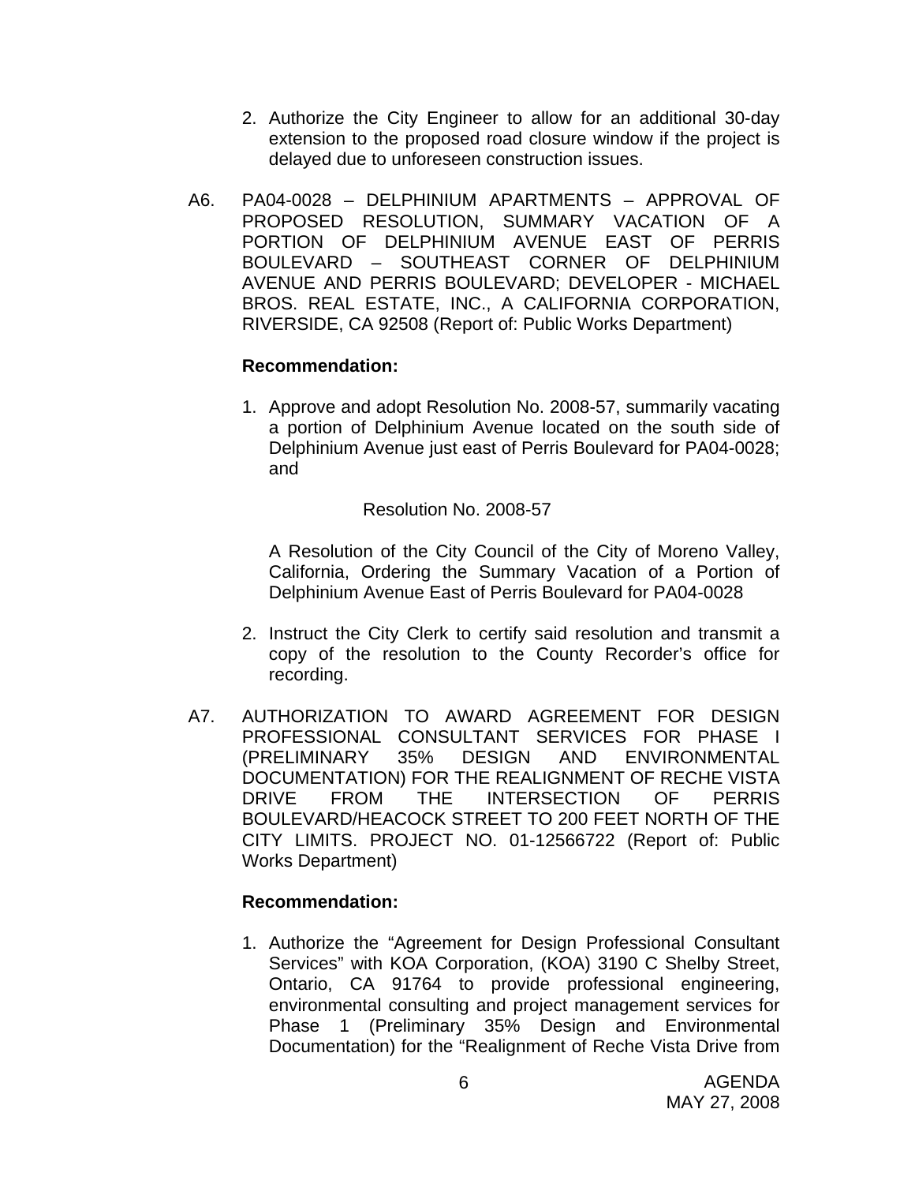2. Authorize the City Engineer to allow for an additional 30-day extension to the proposed road closure window if the project is delayed due to unforeseen construction issues.

A6. PA04-0028 – DELPHINIUM APARTMENTS – APPROVAL OF PROPOSED RESOLUTION, SUMMARY VACATION OF A PORTION OF DELPHINIUM AVENUE EAST OF PERRIS BOULEVARD – SOUTHEAST CORNER OF DELPHINIUM AVENUE AND PERRIS BOULEVARD; DEVELOPER - MICHAEL BROS. REAL ESTATE, INC., A CALIFORNIA CORPORATION, RIVERSIDE, CA 92508 (Report of: Public Works Department)

**Recommendation:**

1. Approve and adopt Resolution No. 2008-57, summarily vacating a portion of Delphinium Avenue located on the south side of Delphinium Avenue just east of Perris Boulevard for PA04-0028; and

   Resolution No. 2008-57

   A Resolution of the City Council of the City of Moreno Valley, California, Ordering the Summary Vacation of a Portion of Delphinium Avenue East of Perris Boulevard for PA04-0028

2. Instruct the City Clerk to certify said resolution and transmit a copy of the resolution to the County Recorder's office for recording.

A7. AUTHORIZATION TO AWARD AGREEMENT FOR DESIGN PROFESSIONAL CONSULTANT SERVICES FOR PHASE I (PRELIMINARY 35% DESIGN AND ENVIRONMENTAL DOCUMENTATION) FOR THE REALIGNMENT OF RECHE VISTA DRIVE FROM THE INTERSECTION OF PERRIS BOULEVARD/HEACOCK STREET TO 200 FEET NORTH OF THE CITY LIMITS. PROJECT NO. 01-12566722 (Report of: Public Works Department)

**Recommendation:**

1. Authorize the "Agreement for Design Professional Consultant Services" with KOA Corporation, (KOA) 3190 C Shelby Street, Ontario, CA 91764 to provide professional engineering, environmental consulting and project management services for Phase 1 (Preliminary 35% Design and Environmental Documentation) for the "Realignment of Reche Vista Drive from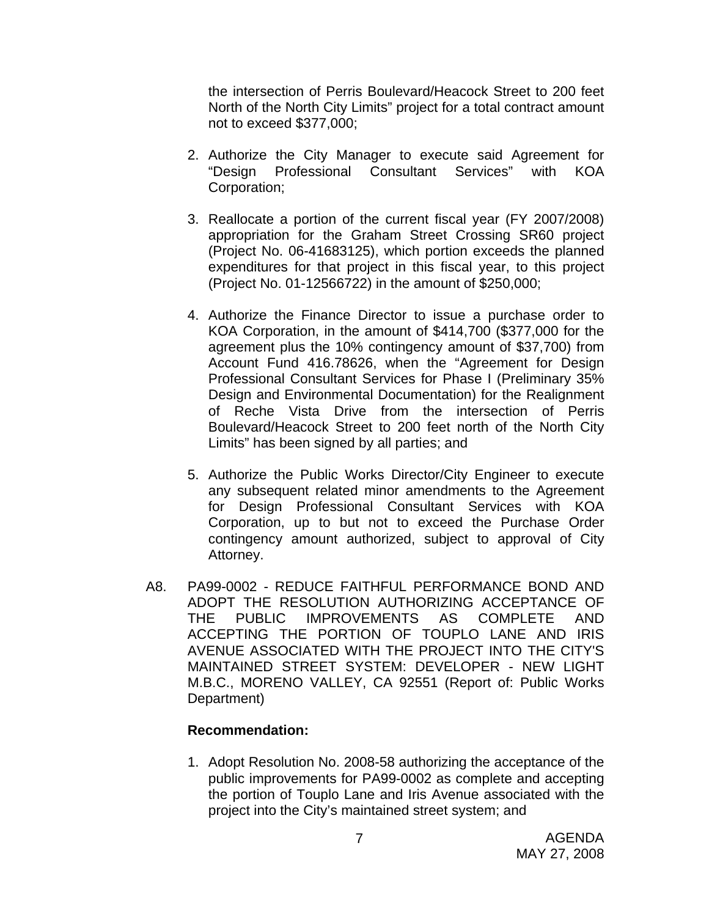the intersection of Perris Boulevard/Heacock Street to 200 feet North of the North City Limits" project for a total contract amount not to exceed $377,000;

2. Authorize the City Manager to execute said Agreement for "Design Professional Consultant Services" with KOA Corporation;

3. Reallocate a portion of the current fiscal year (FY 2007/2008) appropriation for the Graham Street Crossing SR60 project (Project No. 06-41683125), which portion exceeds the planned expenditures for that project in this fiscal year, to this project (Project No. 01-12566722) in the amount of $250,000;

4. Authorize the Finance Director to issue a purchase order to KOA Corporation, in the amount of $414,700 ($377,000 for the agreement plus the 10% contingency amount of $37,700) from Account Fund 416.78626, when the "Agreement for Design Professional Consultant Services for Phase I (Preliminary 35% Design and Environmental Documentation) for the Realignment of Reche Vista Drive from the intersection of Perris Boulevard/Heacock Street to 200 feet north of the North City Limits" has been signed by all parties; and

5. Authorize the Public Works Director/City Engineer to execute any subsequent related minor amendments to the Agreement for Design Professional Consultant Services with KOA Corporation, up to but not to exceed the Purchase Order contingency amount authorized, subject to approval of City Attorney.

A8. PA99-0002 - REDUCE FAITHFUL PERFORMANCE BOND AND ADOPT THE RESOLUTION AUTHORIZING ACCEPTANCE OF THE PUBLIC IMPROVEMENTS AS COMPLETE AND ACCEPTING THE PORTION OF TOUPLO LANE AND IRIS AVENUE ASSOCIATED WITH THE PROJECT INTO THE CITY'S MAINTAINED STREET SYSTEM: DEVELOPER - NEW LIGHT M.B.C., MORENO VALLEY, CA 92551 (Report of: Public Works Department)

**Recommendation:**

1. Adopt Resolution No. 2008-58 authorizing the acceptance of the public improvements for PA99-0002 as complete and accepting the portion of Touplo Lane and Iris Avenue associated with the project into the City's maintained street system; and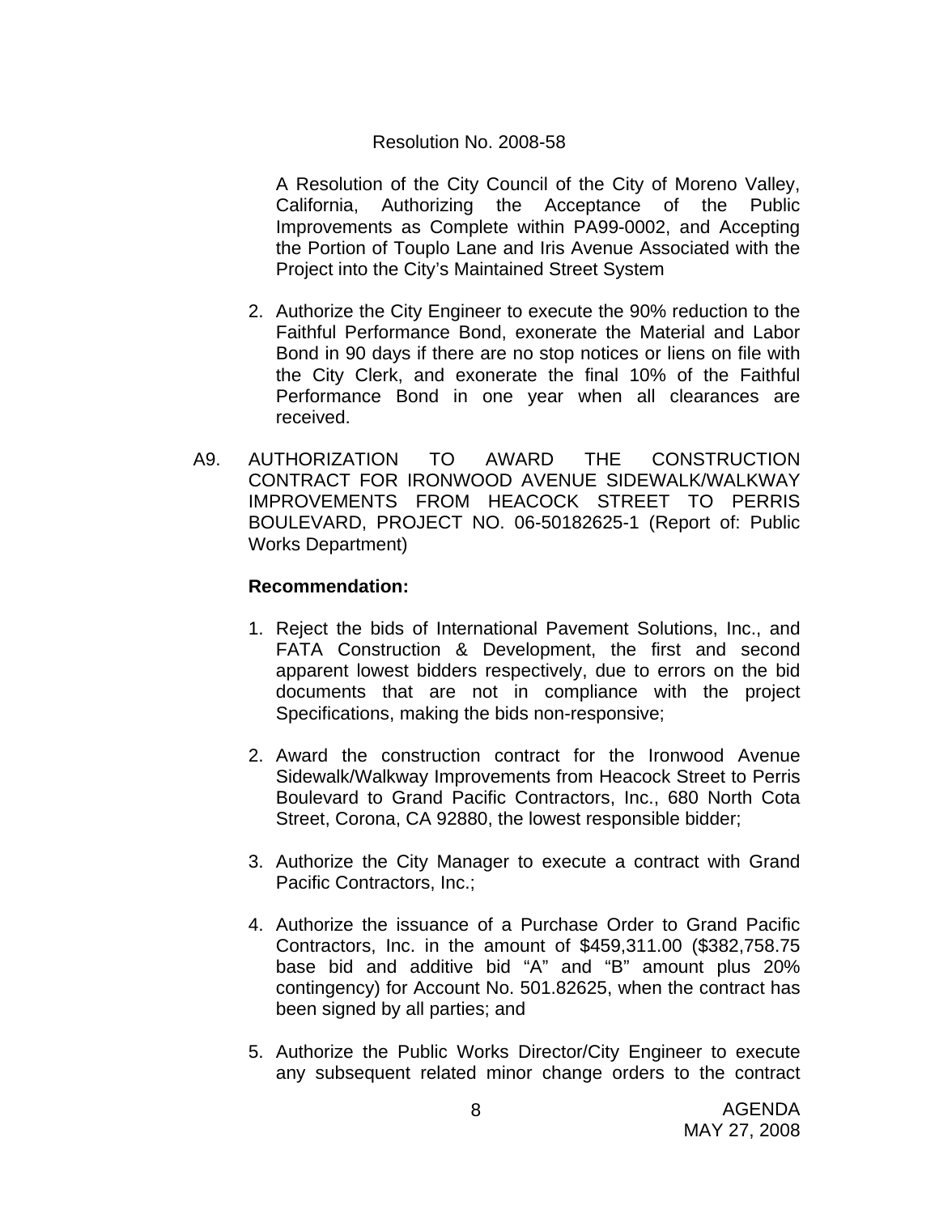Resolution No. 2008-58

A Resolution of the City Council of the City of Moreno Valley, California, Authorizing the Acceptance of the Public Improvements as Complete within PA99-0002, and Accepting the Portion of Touplo Lane and Iris Avenue Associated with the Project into the City's Maintained Street System

2. Authorize the City Engineer to execute the 90% reduction to the Faithful Performance Bond, exonerate the Material and Labor Bond in 90 days if there are no stop notices or liens on file with the City Clerk, and exonerate the final 10% of the Faithful Performance Bond in one year when all clearances are received.

A9. AUTHORIZATION TO AWARD THE CONSTRUCTION CONTRACT FOR IRONWOOD AVENUE SIDEWALK/WALKWAY IMPROVEMENTS FROM HEACOCK STREET TO PERRIS BOULEVARD, PROJECT NO. 06-50182625-1 (Report of: Public Works Department)

**Recommendation:**

1. Reject the bids of International Pavement Solutions, Inc., and FATA Construction & Development, the first and second apparent lowest bidders respectively, due to errors on the bid documents that are not in compliance with the project Specifications, making the bids non-responsive;

2. Award the construction contract for the Ironwood Avenue Sidewalk/Walkway Improvements from Heacock Street to Perris Boulevard to Grand Pacific Contractors, Inc., 680 North Cota Street, Corona, CA 92880, the lowest responsible bidder;

3. Authorize the City Manager to execute a contract with Grand Pacific Contractors, Inc.;

4. Authorize the issuance of a Purchase Order to Grand Pacific Contractors, Inc. in the amount of $459,311.00 ($382,758.75 base bid and additive bid "A" and "B" amount plus 20% contingency) for Account No. 501.82625, when the contract has been signed by all parties; and

5. Authorize the Public Works Director/City Engineer to execute any subsequent related minor change orders to the contract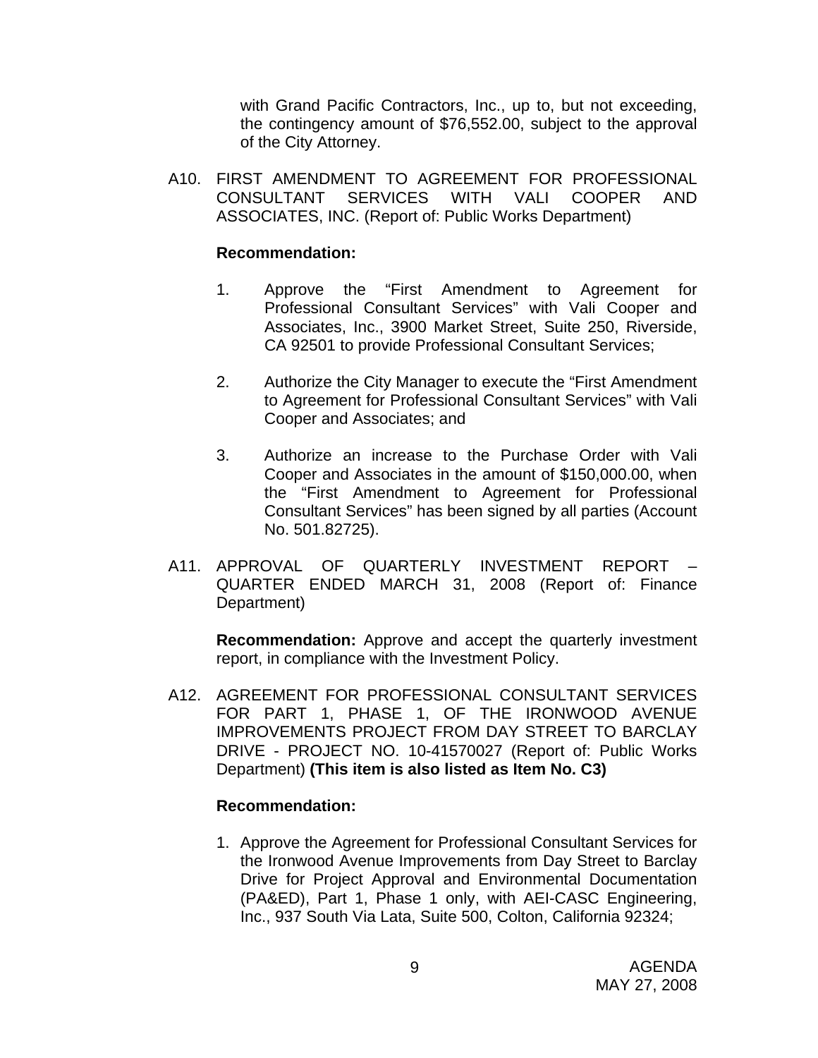with Grand Pacific Contractors, Inc., up to, but not exceeding, the contingency amount of $76,552.00, subject to the approval of the City Attorney.

A10. FIRST AMENDMENT TO AGREEMENT FOR PROFESSIONAL CONSULTANT SERVICES WITH VALI COOPER AND ASSOCIATES, INC. (Report of: Public Works Department)

**Recommendation:**

1. Approve the "First Amendment to Agreement for Professional Consultant Services" with Vali Cooper and Associates, Inc., 3900 Market Street, Suite 250, Riverside, CA 92501 to provide Professional Consultant Services;

2. Authorize the City Manager to execute the "First Amendment to Agreement for Professional Consultant Services" with Vali Cooper and Associates; and

3. Authorize an increase to the Purchase Order with Vali Cooper and Associates in the amount of $150,000.00, when the "First Amendment to Agreement for Professional Consultant Services" has been signed by all parties (Account No. 501.82725).

A11. APPROVAL OF QUARTERLY INVESTMENT REPORT – QUARTER ENDED MARCH 31, 2008 (Report of: Finance Department)

**Recommendation:** Approve and accept the quarterly investment report, in compliance with the Investment Policy.

A12. AGREEMENT FOR PROFESSIONAL CONSULTANT SERVICES FOR PART 1, PHASE 1, OF THE IRONWOOD AVENUE IMPROVEMENTS PROJECT FROM DAY STREET TO BARCLAY DRIVE - PROJECT NO. 10-41570027 (Report of: Public Works Department) **(This item is also listed as Item No. C3)**

**Recommendation:**

1. Approve the Agreement for Professional Consultant Services for the Ironwood Avenue Improvements from Day Street to Barclay Drive for Project Approval and Environmental Documentation (PA&ED), Part 1, Phase 1 only, with AEI-CASC Engineering, Inc., 937 South Via Lata, Suite 500, Colton, California 92324;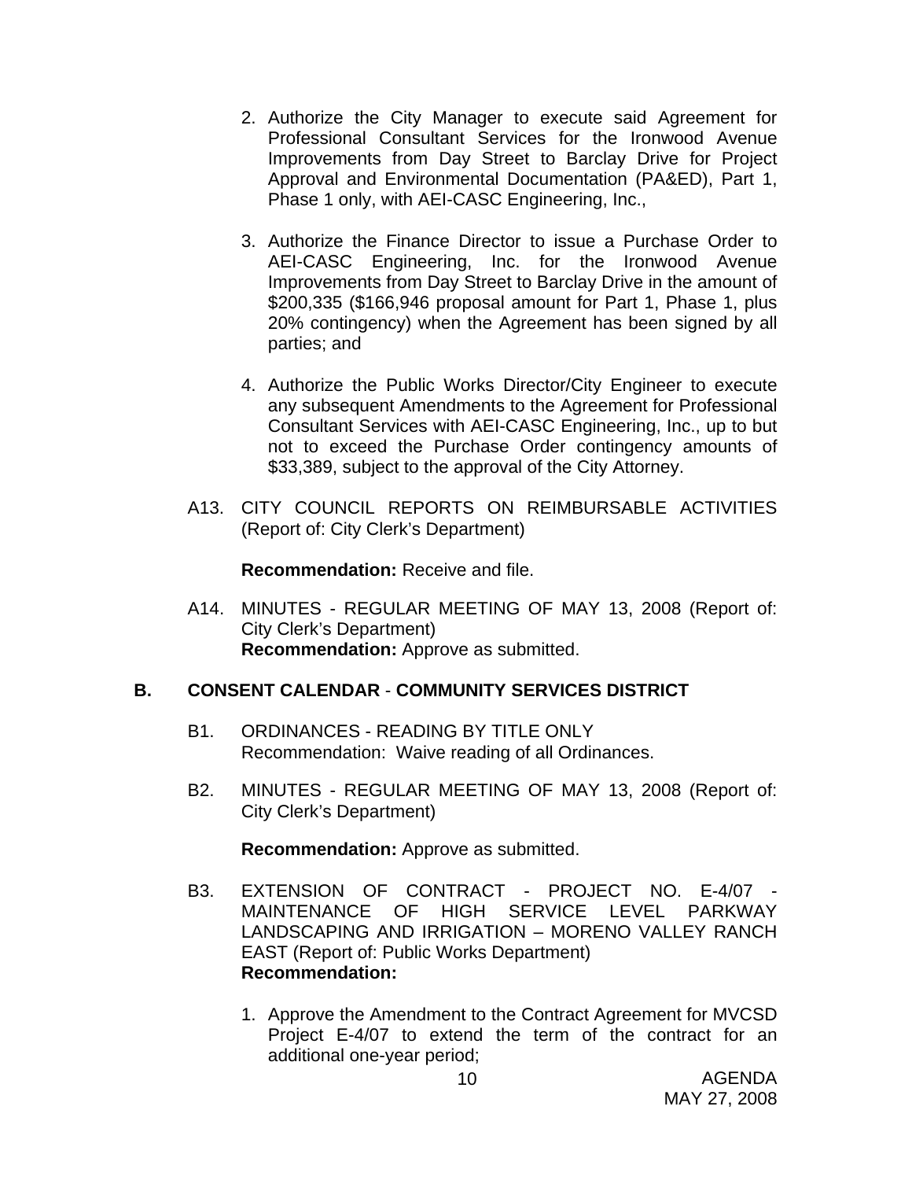2. Authorize the City Manager to execute said Agreement for Professional Consultant Services for the Ironwood Avenue Improvements from Day Street to Barclay Drive for Project Approval and Environmental Documentation (PA&ED), Part 1, Phase 1 only, with AEI-CASC Engineering, Inc.,

3. Authorize the Finance Director to issue a Purchase Order to AEI-CASC Engineering, Inc. for the Ironwood Avenue Improvements from Day Street to Barclay Drive in the amount of $200,335 ($166,946 proposal amount for Part 1, Phase 1, plus 20% contingency) when the Agreement has been signed by all parties; and

4. Authorize the Public Works Director/City Engineer to execute any subsequent Amendments to the Agreement for Professional Consultant Services with AEI-CASC Engineering, Inc., up to but not to exceed the Purchase Order contingency amounts of $33,389, subject to the approval of the City Attorney.

A13. CITY COUNCIL REPORTS ON REIMBURSABLE ACTIVITIES (Report of: City Clerk's Department)

**Recommendation:** Receive and file.

A14. MINUTES - REGULAR MEETING OF MAY 13, 2008 (Report of: City Clerk's Department)
**Recommendation:** Approve as submitted.

## B. CONSENT CALENDAR - COMMUNITY SERVICES DISTRICT

B1. ORDINANCES - READING BY TITLE ONLY
Recommendation: Waive reading of all Ordinances.

B2. MINUTES - REGULAR MEETING OF MAY 13, 2008 (Report of: City Clerk's Department)

**Recommendation:** Approve as submitted.

B3. EXTENSION OF CONTRACT - PROJECT NO. E-4/07 - MAINTENANCE OF HIGH SERVICE LEVEL PARKWAY LANDSCAPING AND IRRIGATION – MORENO VALLEY RANCH EAST (Report of: Public Works Department)
**Recommendation:**

1. Approve the Amendment to the Contract Agreement for MVCSD Project E-4/07 to extend the term of the contract for an additional one-year period;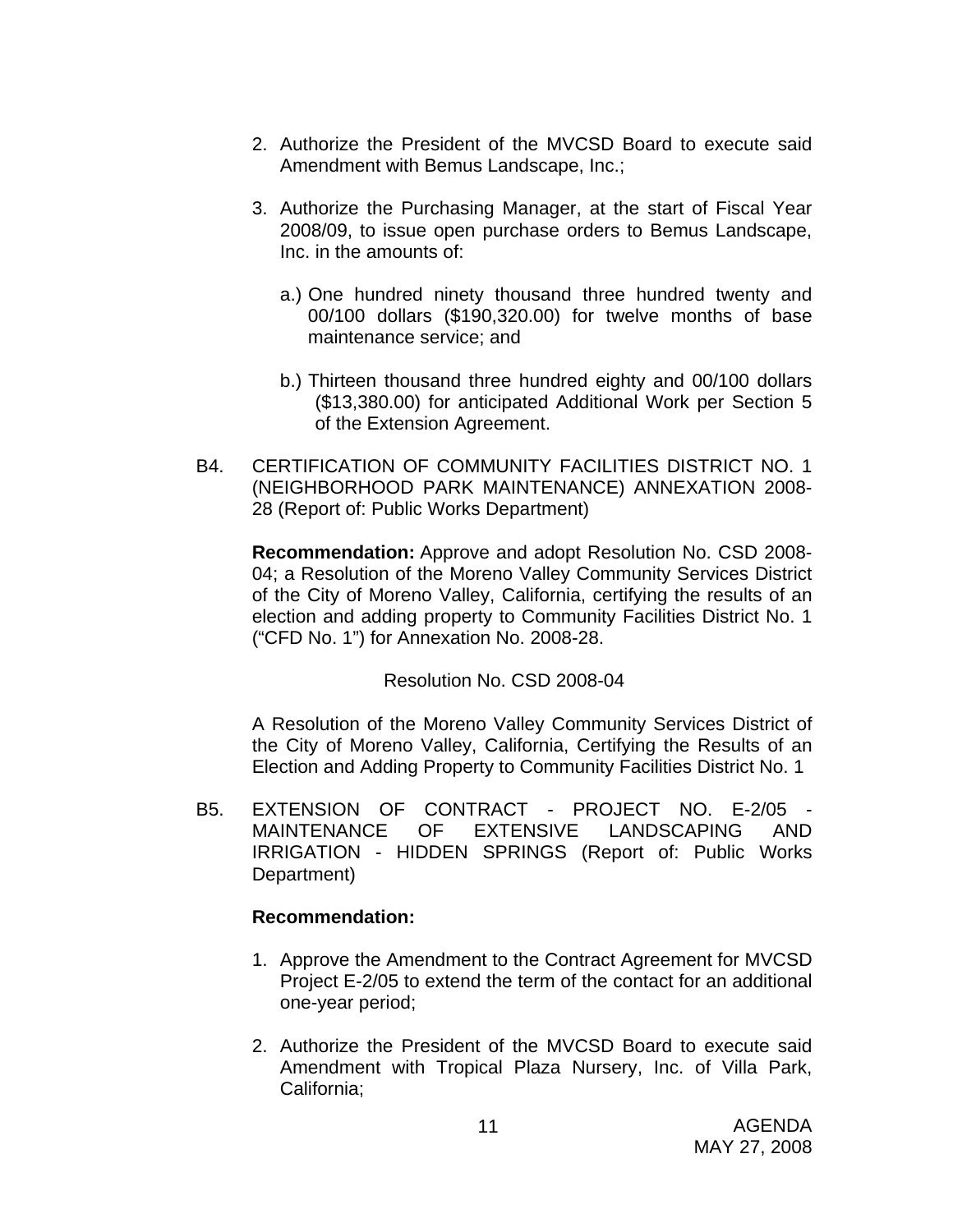2. Authorize the President of the MVCSD Board to execute said Amendment with Bemus Landscape, Inc.;

3. Authorize the Purchasing Manager, at the start of Fiscal Year 2008/09, to issue open purchase orders to Bemus Landscape, Inc. in the amounts of:

   a.) One hundred ninety thousand three hundred twenty and 00/100 dollars ($190,320.00) for twelve months of base maintenance service; and

   b.) Thirteen thousand three hundred eighty and 00/100 dollars ($13,380.00) for anticipated Additional Work per Section 5 of the Extension Agreement.

B4. CERTIFICATION OF COMMUNITY FACILITIES DISTRICT NO. 1 (NEIGHBORHOOD PARK MAINTENANCE) ANNEXATION 2008-28 (Report of: Public Works Department)

**Recommendation:** Approve and adopt Resolution No. CSD 2008-04; a Resolution of the Moreno Valley Community Services District of the City of Moreno Valley, California, certifying the results of an election and adding property to Community Facilities District No. 1 ("CFD No. 1") for Annexation No. 2008-28.

Resolution No. CSD 2008-04

A Resolution of the Moreno Valley Community Services District of the City of Moreno Valley, California, Certifying the Results of an Election and Adding Property to Community Facilities District No. 1

B5. EXTENSION OF CONTRACT - PROJECT NO. E-2/05 - MAINTENANCE OF EXTENSIVE LANDSCAPING AND IRRIGATION - HIDDEN SPRINGS (Report of: Public Works Department)

**Recommendation:**

1. Approve the Amendment to the Contract Agreement for MVCSD Project E-2/05 to extend the term of the contact for an additional one-year period;

2. Authorize the President of the MVCSD Board to execute said Amendment with Tropical Plaza Nursery, Inc. of Villa Park, California;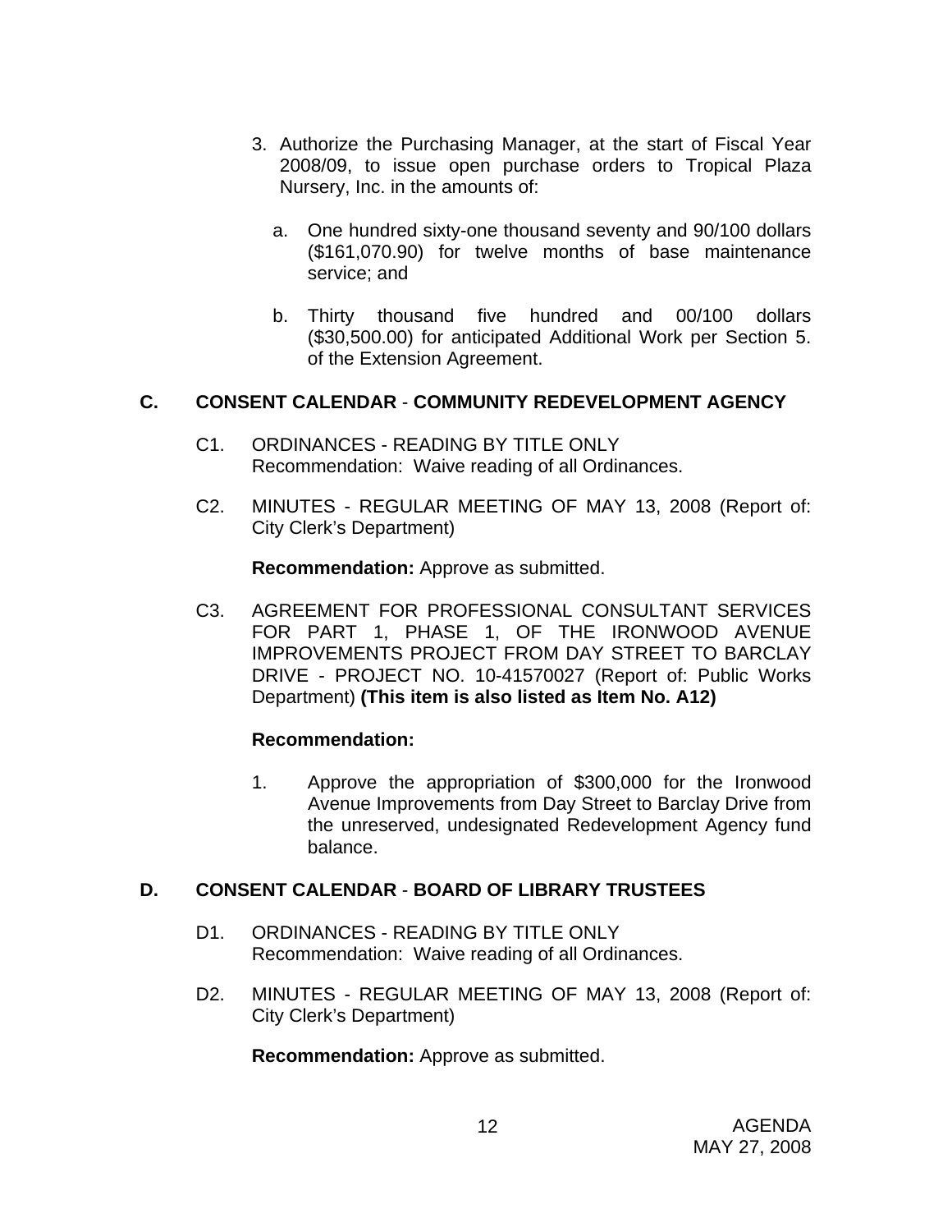3. Authorize the Purchasing Manager, at the start of Fiscal Year 2008/09, to issue open purchase orders to Tropical Plaza Nursery, Inc. in the amounts of:

   a. One hundred sixty-one thousand seventy and 90/100 dollars ($161,070.90) for twelve months of base maintenance service; and

   b. Thirty thousand five hundred and 00/100 dollars ($30,500.00) for anticipated Additional Work per Section 5. of the Extension Agreement.

## C. CONSENT CALENDAR - COMMUNITY REDEVELOPMENT AGENCY

C1. ORDINANCES - READING BY TITLE ONLY
Recommendation: Waive reading of all Ordinances.

C2. MINUTES - REGULAR MEETING OF MAY 13, 2008 (Report of: City Clerk's Department)

**Recommendation:** Approve as submitted.

C3. AGREEMENT FOR PROFESSIONAL CONSULTANT SERVICES FOR PART 1, PHASE 1, OF THE IRONWOOD AVENUE IMPROVEMENTS PROJECT FROM DAY STREET TO BARCLAY DRIVE - PROJECT NO. 10-41570027 (Report of: Public Works Department) **(This item is also listed as Item No. A12)**

**Recommendation:**

1. Approve the appropriation of $300,000 for the Ironwood Avenue Improvements from Day Street to Barclay Drive from the unreserved, undesignated Redevelopment Agency fund balance.

## D. CONSENT CALENDAR - BOARD OF LIBRARY TRUSTEES

D1. ORDINANCES - READING BY TITLE ONLY
Recommendation: Waive reading of all Ordinances.

D2. MINUTES - REGULAR MEETING OF MAY 13, 2008 (Report of: City Clerk's Department)

**Recommendation:** Approve as submitted.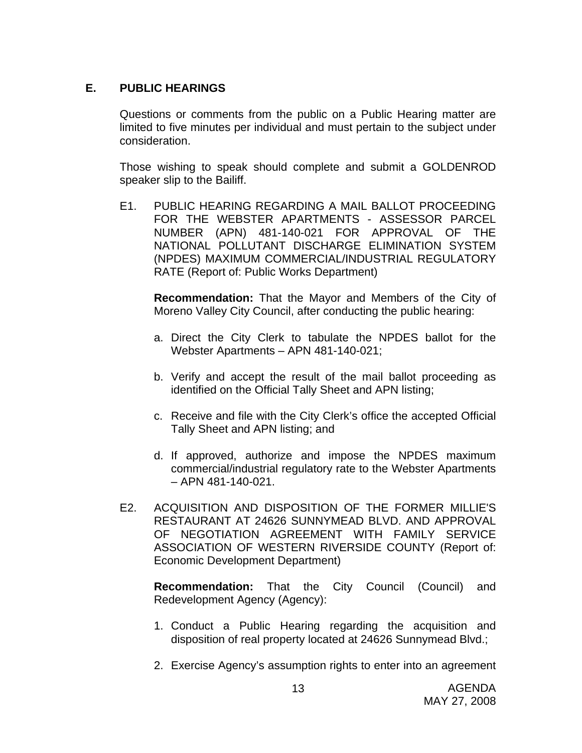## E. PUBLIC HEARINGS

Questions or comments from the public on a Public Hearing matter are limited to five minutes per individual and must pertain to the subject under consideration.

Those wishing to speak should complete and submit a GOLDENROD speaker slip to the Bailiff.

E1. PUBLIC HEARING REGARDING A MAIL BALLOT PROCEEDING FOR THE WEBSTER APARTMENTS - ASSESSOR PARCEL NUMBER (APN) 481-140-021 FOR APPROVAL OF THE NATIONAL POLLUTANT DISCHARGE ELIMINATION SYSTEM (NPDES) MAXIMUM COMMERCIAL/INDUSTRIAL REGULATORY RATE (Report of: Public Works Department)

**Recommendation:** That the Mayor and Members of the City of Moreno Valley City Council, after conducting the public hearing:

a. Direct the City Clerk to tabulate the NPDES ballot for the Webster Apartments – APN 481-140-021;

b. Verify and accept the result of the mail ballot proceeding as identified on the Official Tally Sheet and APN listing;

c. Receive and file with the City Clerk's office the accepted Official Tally Sheet and APN listing; and

d. If approved, authorize and impose the NPDES maximum commercial/industrial regulatory rate to the Webster Apartments – APN 481-140-021.

E2. ACQUISITION AND DISPOSITION OF THE FORMER MILLIE'S RESTAURANT AT 24626 SUNNYMEAD BLVD. AND APPROVAL OF NEGOTIATION AGREEMENT WITH FAMILY SERVICE ASSOCIATION OF WESTERN RIVERSIDE COUNTY (Report of: Economic Development Department)

**Recommendation:** That the City Council (Council) and Redevelopment Agency (Agency):

1. Conduct a Public Hearing regarding the acquisition and disposition of real property located at 24626 Sunnymead Blvd.;

2. Exercise Agency's assumption rights to enter into an agreement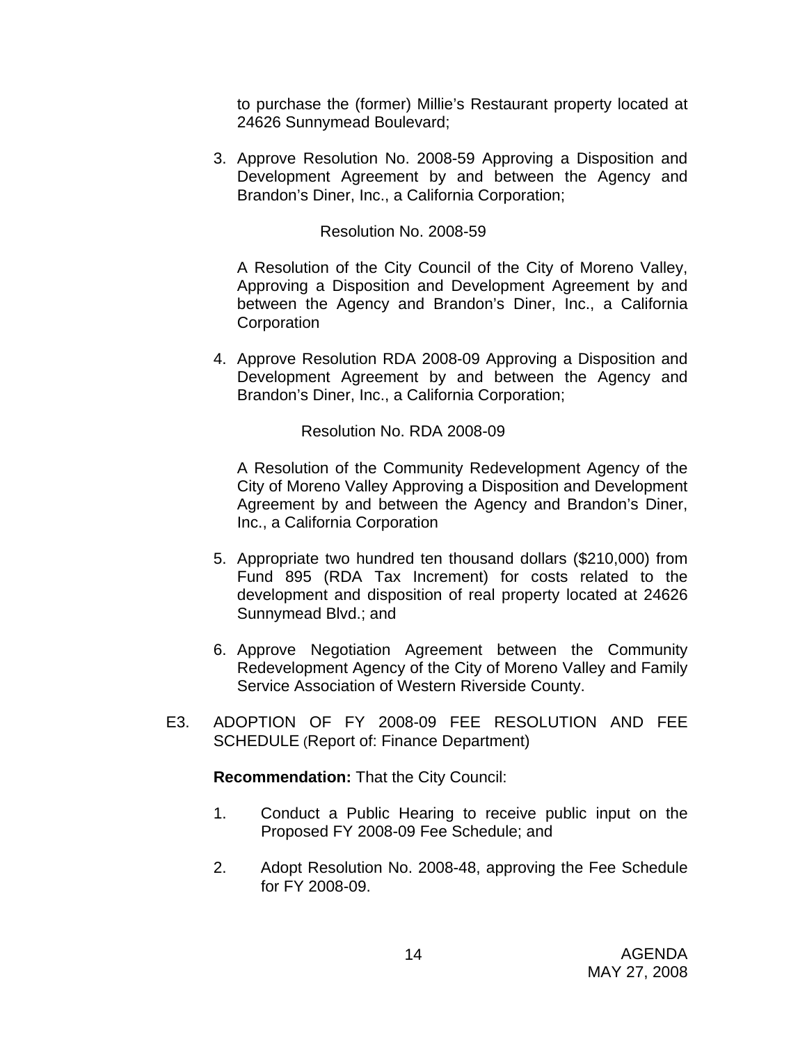to purchase the (former) Millie's Restaurant property located at 24626 Sunnymead Boulevard;

3. Approve Resolution No. 2008-59 Approving a Disposition and Development Agreement by and between the Agency and Brandon's Diner, Inc., a California Corporation;

   Resolution No. 2008-59

   A Resolution of the City Council of the City of Moreno Valley, Approving a Disposition and Development Agreement by and between the Agency and Brandon's Diner, Inc., a California Corporation

4. Approve Resolution RDA 2008-09 Approving a Disposition and Development Agreement by and between the Agency and Brandon's Diner, Inc., a California Corporation;

   Resolution No. RDA 2008-09

   A Resolution of the Community Redevelopment Agency of the City of Moreno Valley Approving a Disposition and Development Agreement by and between the Agency and Brandon's Diner, Inc., a California Corporation

5. Appropriate two hundred ten thousand dollars ($210,000) from Fund 895 (RDA Tax Increment) for costs related to the development and disposition of real property located at 24626 Sunnymead Blvd.; and

6. Approve Negotiation Agreement between the Community Redevelopment Agency of the City of Moreno Valley and Family Service Association of Western Riverside County.

E3. ADOPTION OF FY 2008-09 FEE RESOLUTION AND FEE SCHEDULE (Report of: Finance Department)

**Recommendation:** That the City Council:

1. Conduct a Public Hearing to receive public input on the Proposed FY 2008-09 Fee Schedule; and

2. Adopt Resolution No. 2008-48, approving the Fee Schedule for FY 2008-09.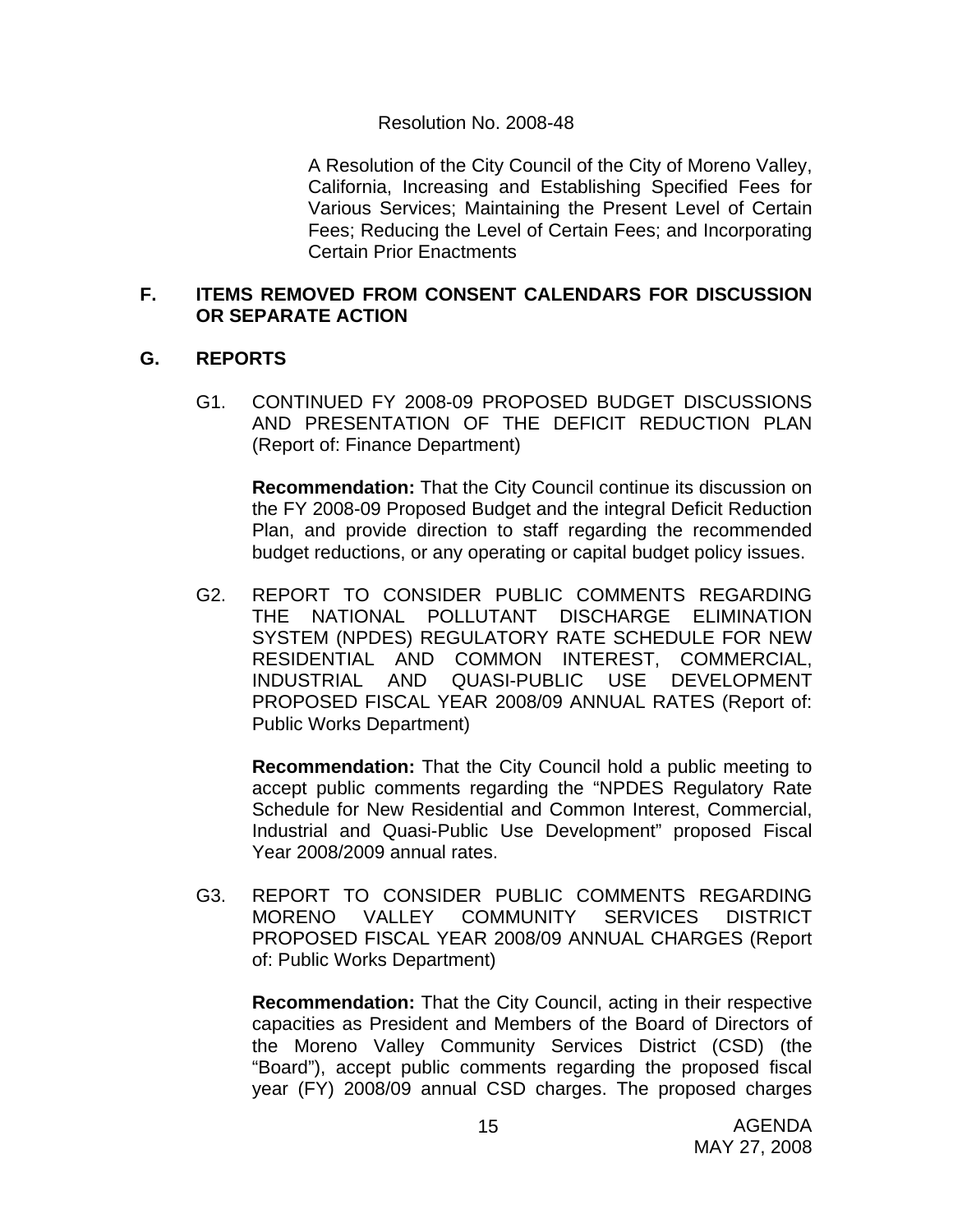Resolution No. 2008-48

A Resolution of the City Council of the City of Moreno Valley, California, Increasing and Establishing Specified Fees for Various Services; Maintaining the Present Level of Certain Fees; Reducing the Level of Certain Fees; and Incorporating Certain Prior Enactments

## F. ITEMS REMOVED FROM CONSENT CALENDARS FOR DISCUSSION OR SEPARATE ACTION

## G. REPORTS

G1. CONTINUED FY 2008-09 PROPOSED BUDGET DISCUSSIONS AND PRESENTATION OF THE DEFICIT REDUCTION PLAN (Report of: Finance Department)

**Recommendation:** That the City Council continue its discussion on the FY 2008-09 Proposed Budget and the integral Deficit Reduction Plan, and provide direction to staff regarding the recommended budget reductions, or any operating or capital budget policy issues.

G2. REPORT TO CONSIDER PUBLIC COMMENTS REGARDING THE NATIONAL POLLUTANT DISCHARGE ELIMINATION SYSTEM (NPDES) REGULATORY RATE SCHEDULE FOR NEW RESIDENTIAL AND COMMON INTEREST, COMMERCIAL, INDUSTRIAL AND QUASI-PUBLIC USE DEVELOPMENT PROPOSED FISCAL YEAR 2008/09 ANNUAL RATES (Report of: Public Works Department)

**Recommendation:** That the City Council hold a public meeting to accept public comments regarding the "NPDES Regulatory Rate Schedule for New Residential and Common Interest, Commercial, Industrial and Quasi-Public Use Development" proposed Fiscal Year 2008/2009 annual rates.

G3. REPORT TO CONSIDER PUBLIC COMMENTS REGARDING MORENO VALLEY COMMUNITY SERVICES DISTRICT PROPOSED FISCAL YEAR 2008/09 ANNUAL CHARGES (Report of: Public Works Department)

**Recommendation:** That the City Council, acting in their respective capacities as President and Members of the Board of Directors of the Moreno Valley Community Services District (CSD) (the "Board"), accept public comments regarding the proposed fiscal year (FY) 2008/09 annual CSD charges. The proposed charges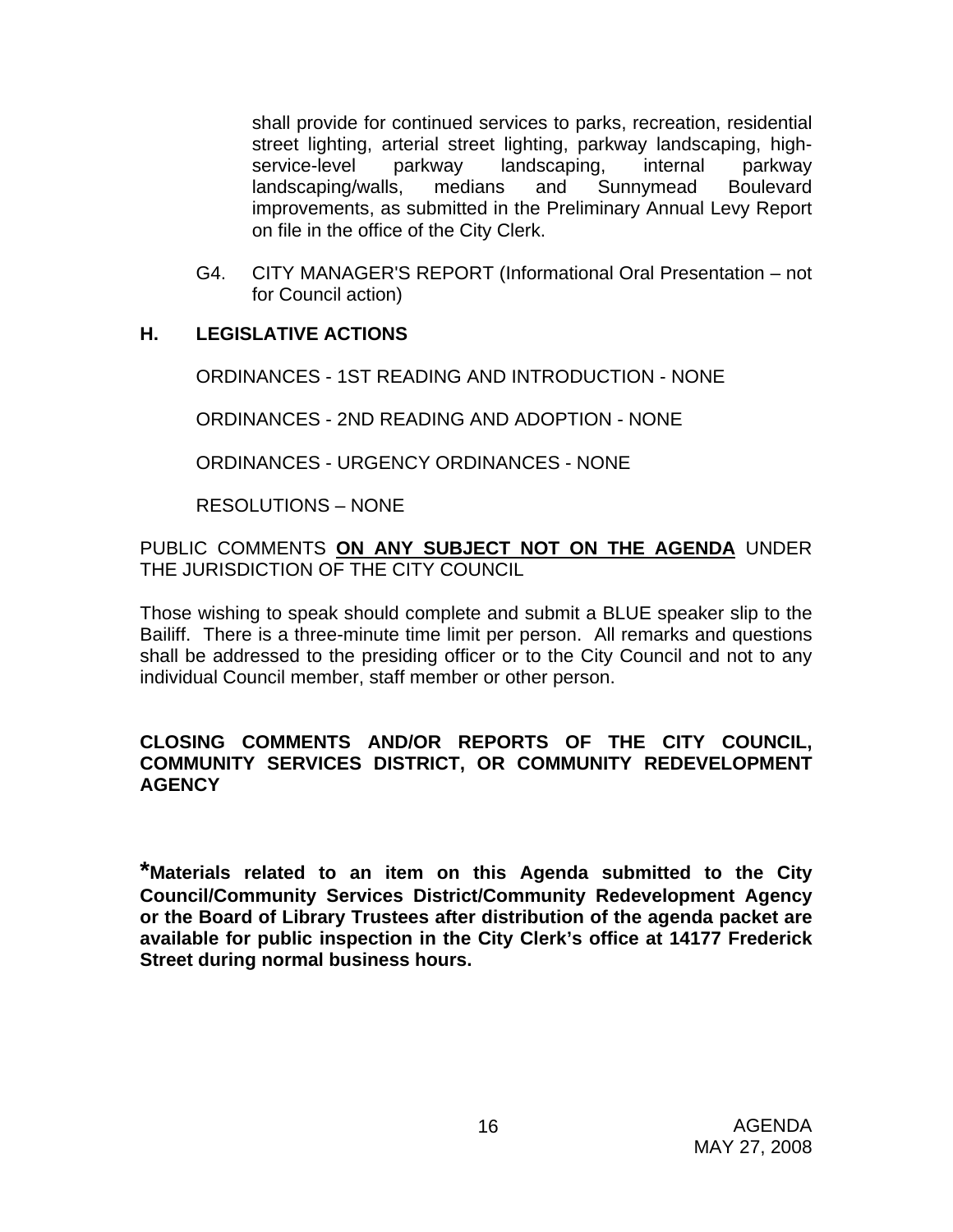shall provide for continued services to parks, recreation, residential street lighting, arterial street lighting, parkway landscaping, high-service-level parkway landscaping, internal parkway landscaping/walls, medians and Sunnymead Boulevard improvements, as submitted in the Preliminary Annual Levy Report on file in the office of the City Clerk.

G4. CITY MANAGER'S REPORT (Informational Oral Presentation – not for Council action)

## H. LEGISLATIVE ACTIONS

ORDINANCES - 1ST READING AND INTRODUCTION - NONE

ORDINANCES - 2ND READING AND ADOPTION - NONE

ORDINANCES - URGENCY ORDINANCES - NONE

RESOLUTIONS – NONE

PUBLIC COMMENTS **ON ANY SUBJECT NOT ON THE AGENDA** UNDER THE JURISDICTION OF THE CITY COUNCIL

Those wishing to speak should complete and submit a BLUE speaker slip to the Bailiff. There is a three-minute time limit per person. All remarks and questions shall be addressed to the presiding officer or to the City Council and not to any individual Council member, staff member or other person.

**CLOSING COMMENTS AND/OR REPORTS OF THE CITY COUNCIL, COMMUNITY SERVICES DISTRICT, OR COMMUNITY REDEVELOPMENT AGENCY**

**\*Materials related to an item on this Agenda submitted to the City Council/Community Services District/Community Redevelopment Agency or the Board of Library Trustees after distribution of the agenda packet are available for public inspection in the City Clerk's office at 14177 Frederick Street during normal business hours.**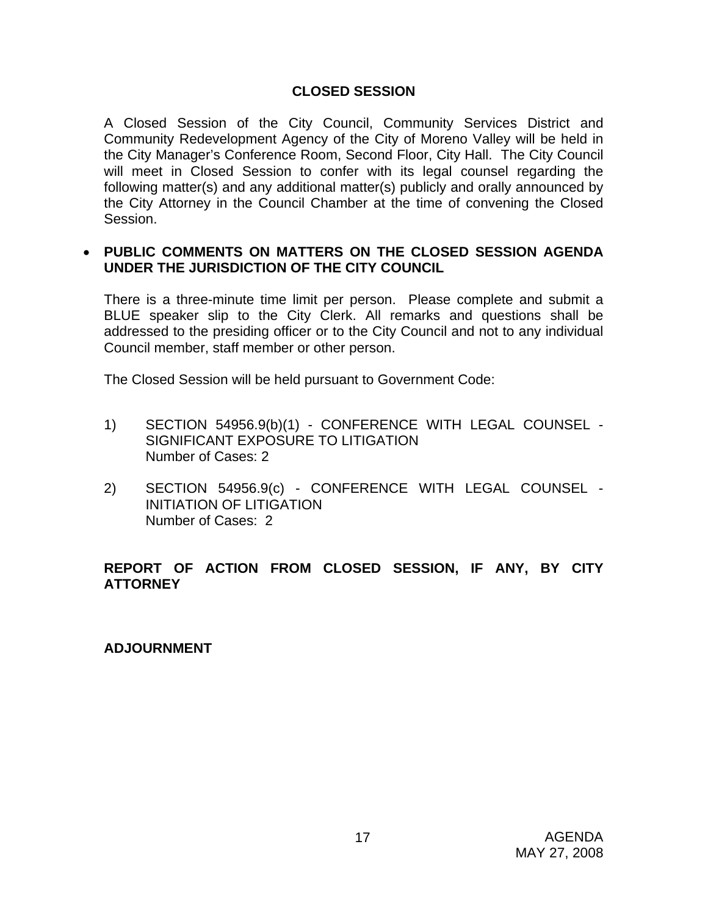## CLOSED SESSION

A Closed Session of the City Council, Community Services District and Community Redevelopment Agency of the City of Moreno Valley will be held in the City Manager's Conference Room, Second Floor, City Hall. The City Council will meet in Closed Session to confer with its legal counsel regarding the following matter(s) and any additional matter(s) publicly and orally announced by the City Attorney in the Council Chamber at the time of convening the Closed Session.

- **PUBLIC COMMENTS ON MATTERS ON THE CLOSED SESSION AGENDA UNDER THE JURISDICTION OF THE CITY COUNCIL**

  There is a three-minute time limit per person. Please complete and submit a BLUE speaker slip to the City Clerk. All remarks and questions shall be addressed to the presiding officer or to the City Council and not to any individual Council member, staff member or other person.

  The Closed Session will be held pursuant to Government Code:

  1) SECTION 54956.9(b)(1) - CONFERENCE WITH LEGAL COUNSEL - SIGNIFICANT EXPOSURE TO LITIGATION
     Number of Cases: 2

  2) SECTION 54956.9(c) - CONFERENCE WITH LEGAL COUNSEL - INITIATION OF LITIGATION
     Number of Cases: 2

**REPORT OF ACTION FROM CLOSED SESSION, IF ANY, BY CITY ATTORNEY**

**ADJOURNMENT**